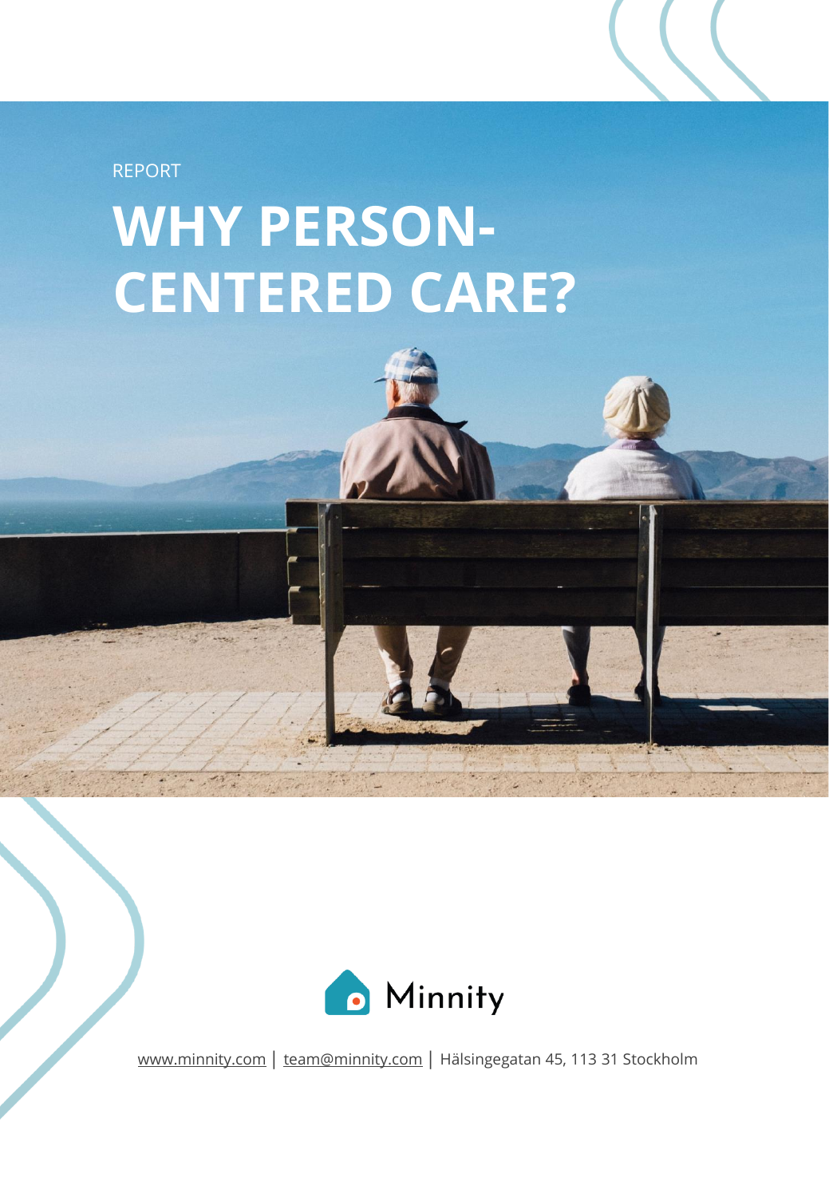REPORT

# WHY PERSON-CENTERED CARE?

Minnity

www.minnity.com | team@minnity.com | Hälsingegatan 45, 113 31 Stockholm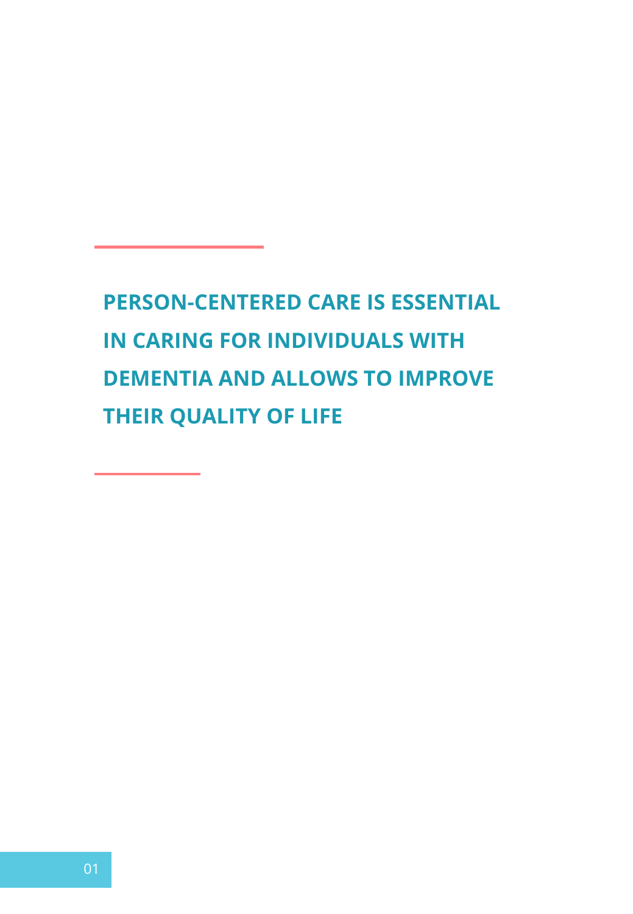**PERSON-CENTERED CARE IS ESSENTIAL IN CARING FOR INDIVIDUALS WITH DEMENTIA AND ALLOWS TO IMPROVE THEIR QUALITY OF LIFE**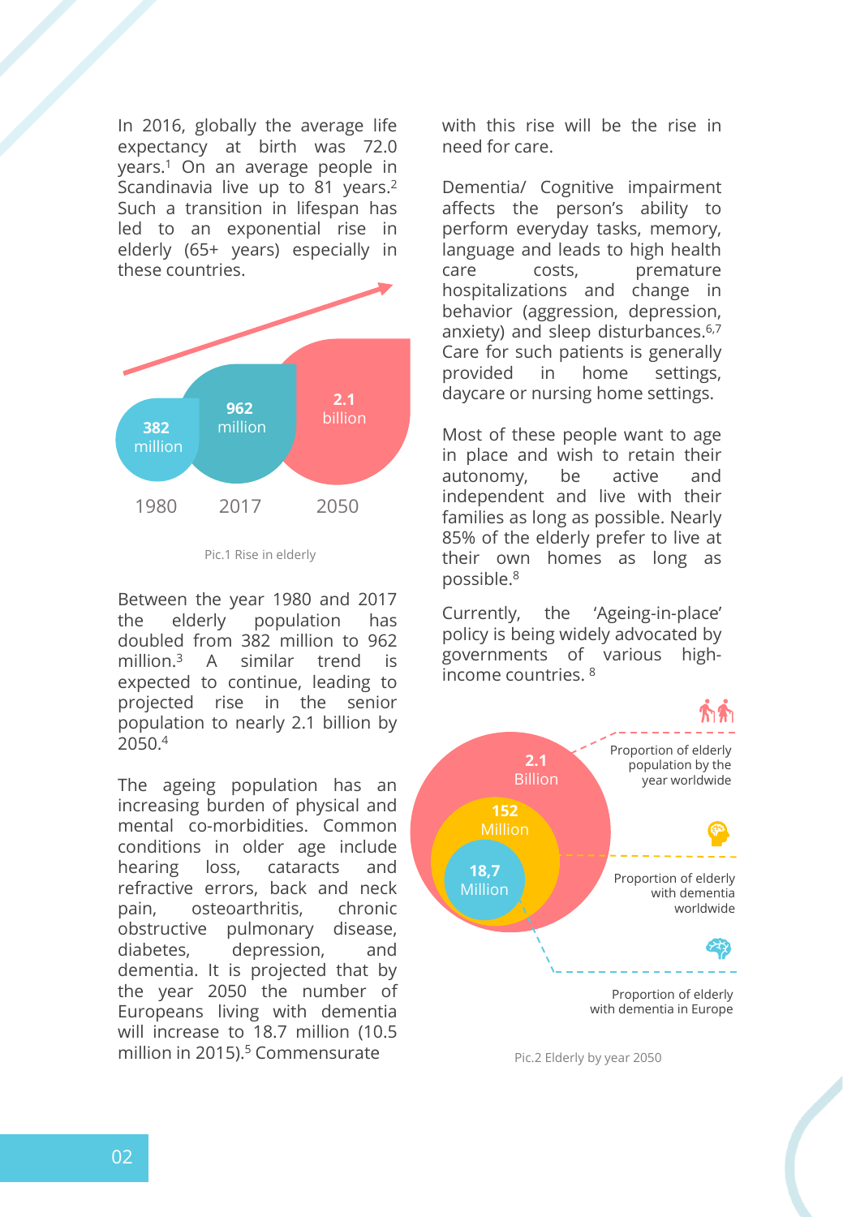In 2016, globally the average life expectancy at birth was 72.0 years.[1] On an average people in Scandinavia live up to 81 years.[2] Such a transition in lifespan has led to an exponential rise in elderly (65+ years) especially in these countries.

382 million 1980

962 million 2017

2.1 billion 2050

Pic.1 Rise in elderly

Between the year 1980 and 2017 the elderly population has doubled from 382 million to 962 million.[3] A similar trend is expected to continue, leading to projected rise in the senior population to nearly 2.1 billion by 2050.[4]

The ageing population has an increasing burden of physical and mental co-morbidities. Common conditions in older age include hearing loss, cataracts and refractive errors, back and neck pain, osteoarthritis, chronic obstructive pulmonary disease, diabetes, depression, and dementia. It is projected that by the year 2050 the number of Europeans living with dementia will increase to 18.7 million (10.5 million in 2015).[5] Commensurate with this rise will be the rise in need for care.

Dementia/ Cognitive impairment affects the person's ability to perform everyday tasks, memory, language and leads to high health care costs, premature hospitalizations and change in behavior (aggression, depression, anxiety) and sleep disturbances.[6,7] Care for such patients is generally provided in home settings, daycare or nursing home settings.

Most of these people want to age in place and wish to retain their autonomy, be active and independent and live with their families as long as possible. Nearly 85% of the elderly prefer to live at their own homes as long as possible.[8]

Currently, the 'Ageing-in-place' policy is being widely advocated by governments of various high-income countries.[8]

2.1 Billion — Proportion of elderly population by the year worldwide

152 Million — Proportion of elderly with dementia worldwide

18,7 Million — Proportion of elderly with dementia in Europe

Pic.2 Elderly by year 2050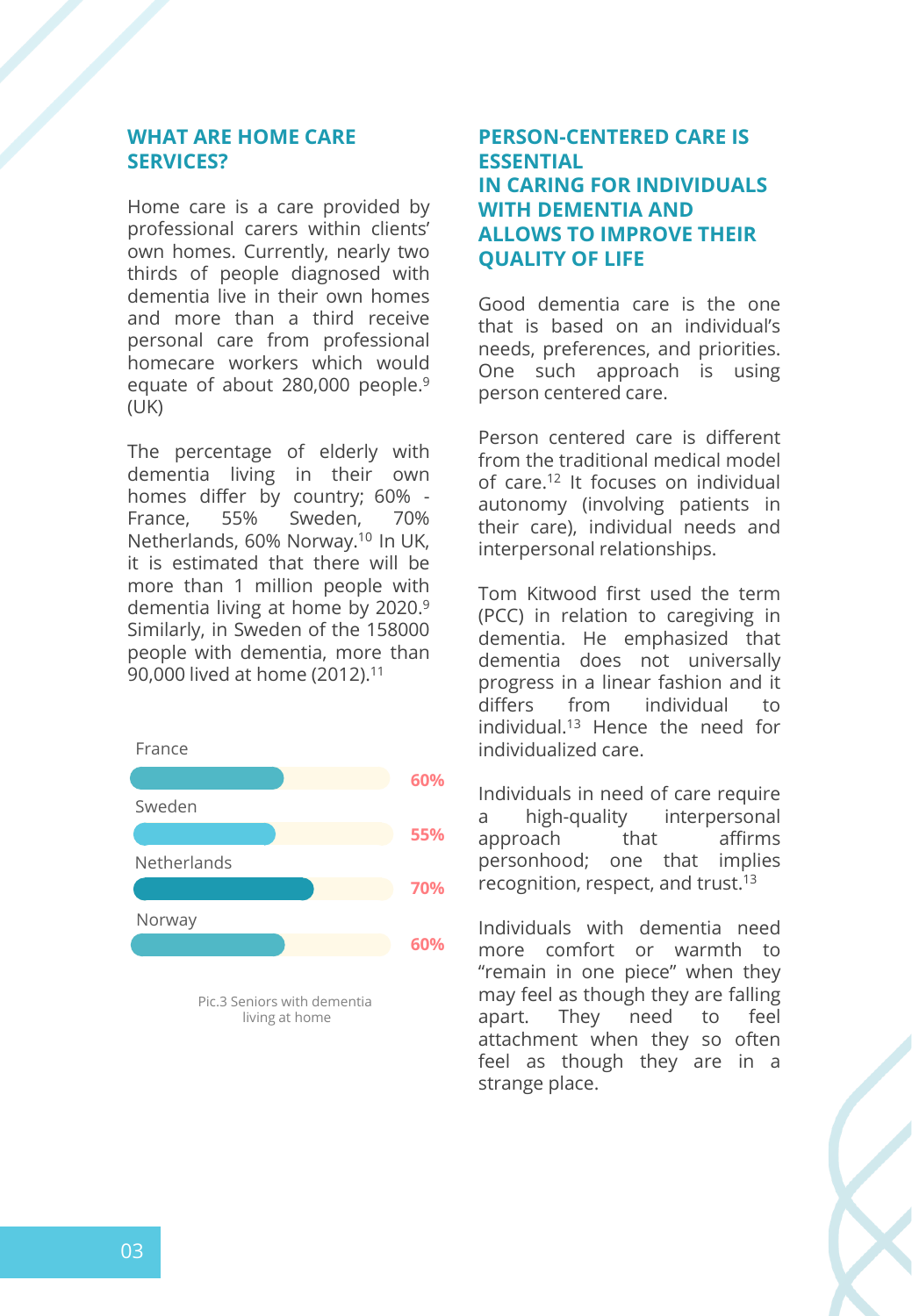## WHAT ARE HOME CARE SERVICES?

Home care is a care provided by professional carers within clients' own homes. Currently, nearly two thirds of people diagnosed with dementia live in their own homes and more than a third receive personal care from professional homecare workers which would equate of about 280,000 people.[9] (UK)

The percentage of elderly with dementia living in their own homes differ by country; 60% - France, 55% Sweden, 70% Netherlands, 60% Norway.[10] In UK, it is estimated that there will be more than 1 million people with dementia living at home by 2020.[9] Similarly, in Sweden of the 158000 people with dementia, more than 90,000 lived at home (2012).[11]

| Country | Percentage |
| --- | --- |
| France | 60% |
| Sweden | 55% |
| Netherlands | 70% |
| Norway | 60% |

Pic.3 Seniors with dementia living at home

## PERSON-CENTERED CARE IS ESSENTIAL IN CARING FOR INDIVIDUALS WITH DEMENTIA AND ALLOWS TO IMPROVE THEIR QUALITY OF LIFE

Good dementia care is the one that is based on an individual's needs, preferences, and priorities. One such approach is using person centered care.

Person centered care is different from the traditional medical model of care.[12] It focuses on individual autonomy (involving patients in their care), individual needs and interpersonal relationships.

Tom Kitwood first used the term (PCC) in relation to caregiving in dementia. He emphasized that dementia does not universally progress in a linear fashion and it differs from individual to individual.[13] Hence the need for individualized care.

Individuals in need of care require a high-quality interpersonal approach that affirms personhood; one that implies recognition, respect, and trust.[13]

Individuals with dementia need more comfort or warmth to "remain in one piece" when they may feel as though they are falling apart. They need to feel attachment when they so often feel as though they are in a strange place.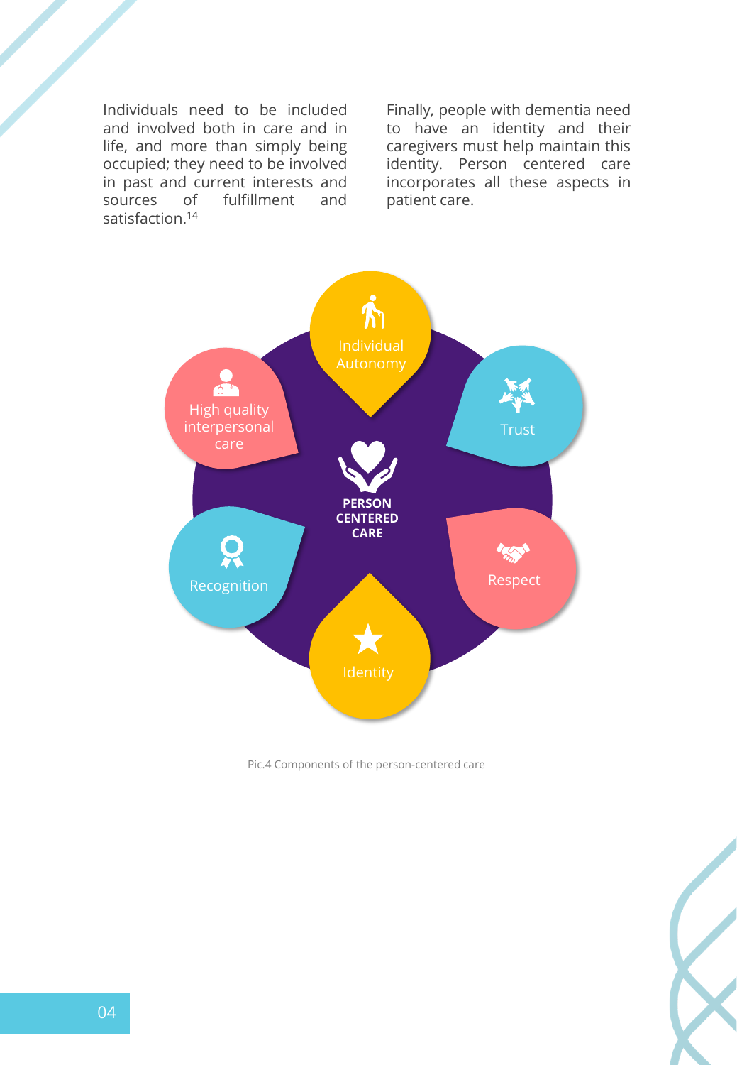Individuals need to be included and involved both in care and in life, and more than simply being occupied; they need to be involved in past and current interests and sources of fulfillment and satisfaction.[14]

Finally, people with dementia need to have an identity and their caregivers must help maintain this identity. Person centered care incorporates all these aspects in patient care.

- Individual Autonomy
- Trust
- Respect
- Identity
- Recognition
- High quality interpersonal care

**PERSON CENTERED CARE**

Pic.4 Components of the person-centered care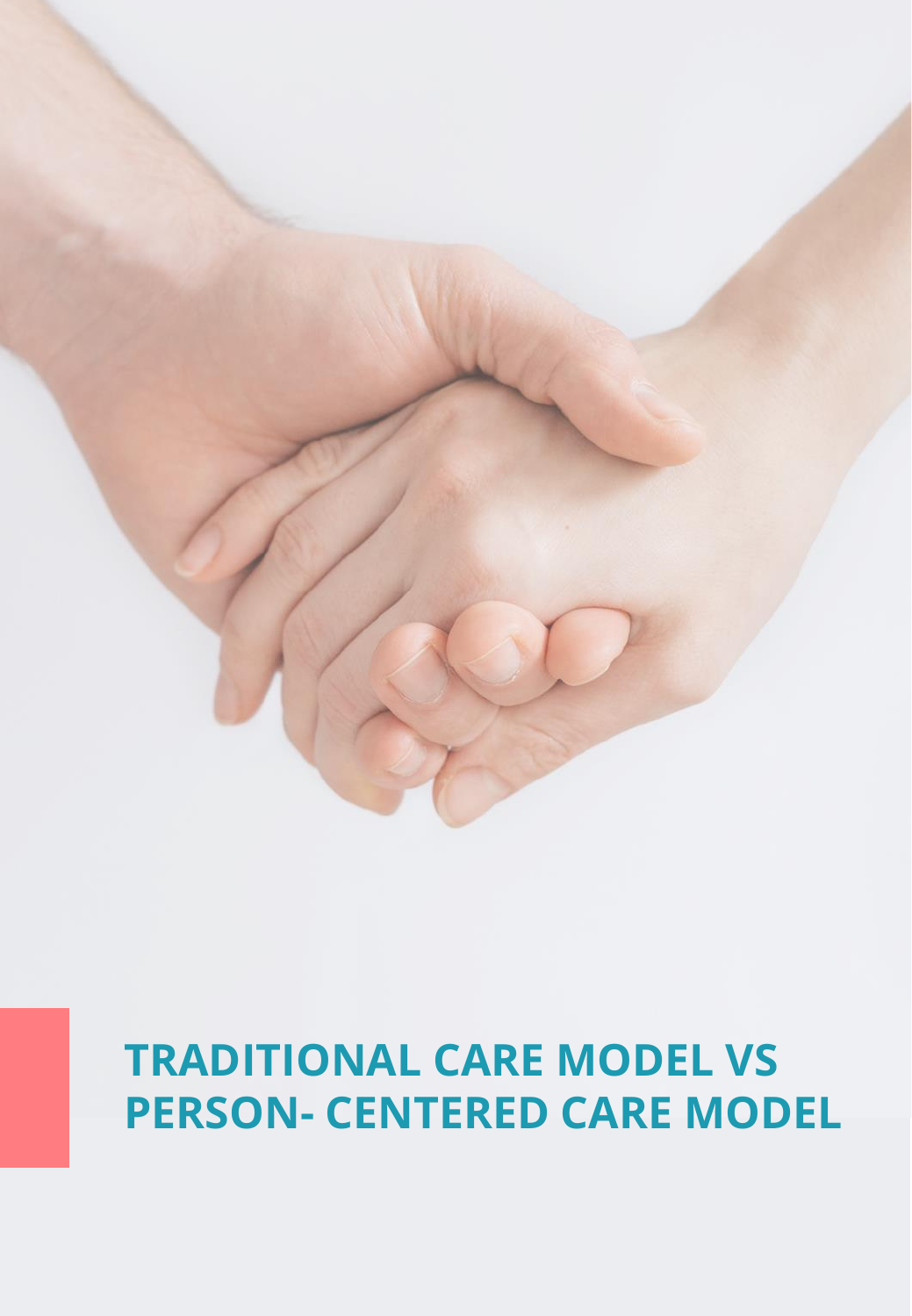# TRADITIONAL CARE MODEL VS PERSON- CENTERED CARE MODEL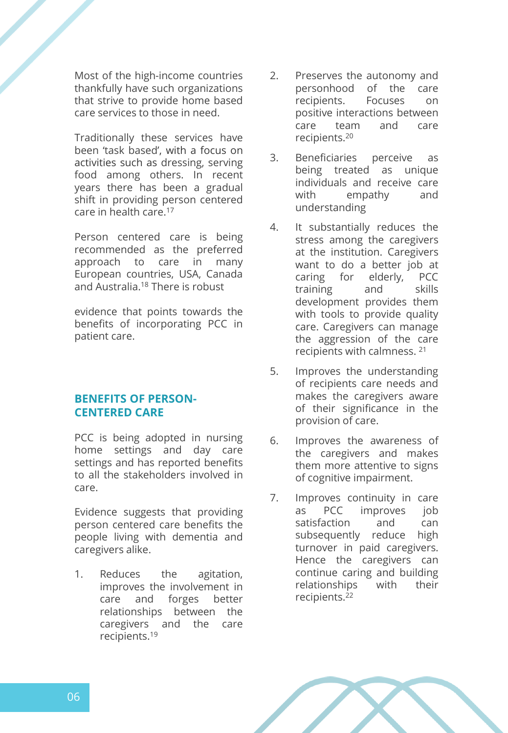Most of the high-income countries thankfully have such organizations that strive to provide home based care services to those in need.

Traditionally these services have been 'task based', with a focus on activities such as dressing, serving food among others. In recent years there has been a gradual shift in providing person centered care in health care.[17]

Person centered care is being recommended as the preferred approach to care in many European countries, USA, Canada and Australia.[18] There is robust

evidence that points towards the benefits of incorporating PCC in patient care.

## BENEFITS OF PERSON-CENTERED CARE

PCC is being adopted in nursing home settings and day care settings and has reported benefits to all the stakeholders involved in care.

Evidence suggests that providing person centered care benefits the people living with dementia and caregivers alike.

1. Reduces the agitation, improves the involvement in care and forges better relationships between the caregivers and the care recipients.[19]
2. Preserves the autonomy and personhood of the care recipients. Focuses on positive interactions between care team and care recipients.[20]
3. Beneficiaries perceive as being treated as unique individuals and receive care with empathy and understanding
4. It substantially reduces the stress among the caregivers at the institution. Caregivers want to do a better job at caring for elderly, PCC training and skills development provides them with tools to provide quality care. Caregivers can manage the aggression of the care recipients with calmness. [21]
5. Improves the understanding of recipients care needs and makes the caregivers aware of their significance in the provision of care.
6. Improves the awareness of the caregivers and makes them more attentive to signs of cognitive impairment.
7. Improves continuity in care as PCC improves job satisfaction and can subsequently reduce high turnover in paid caregivers. Hence the caregivers can continue caring and building relationships with their recipients.[22]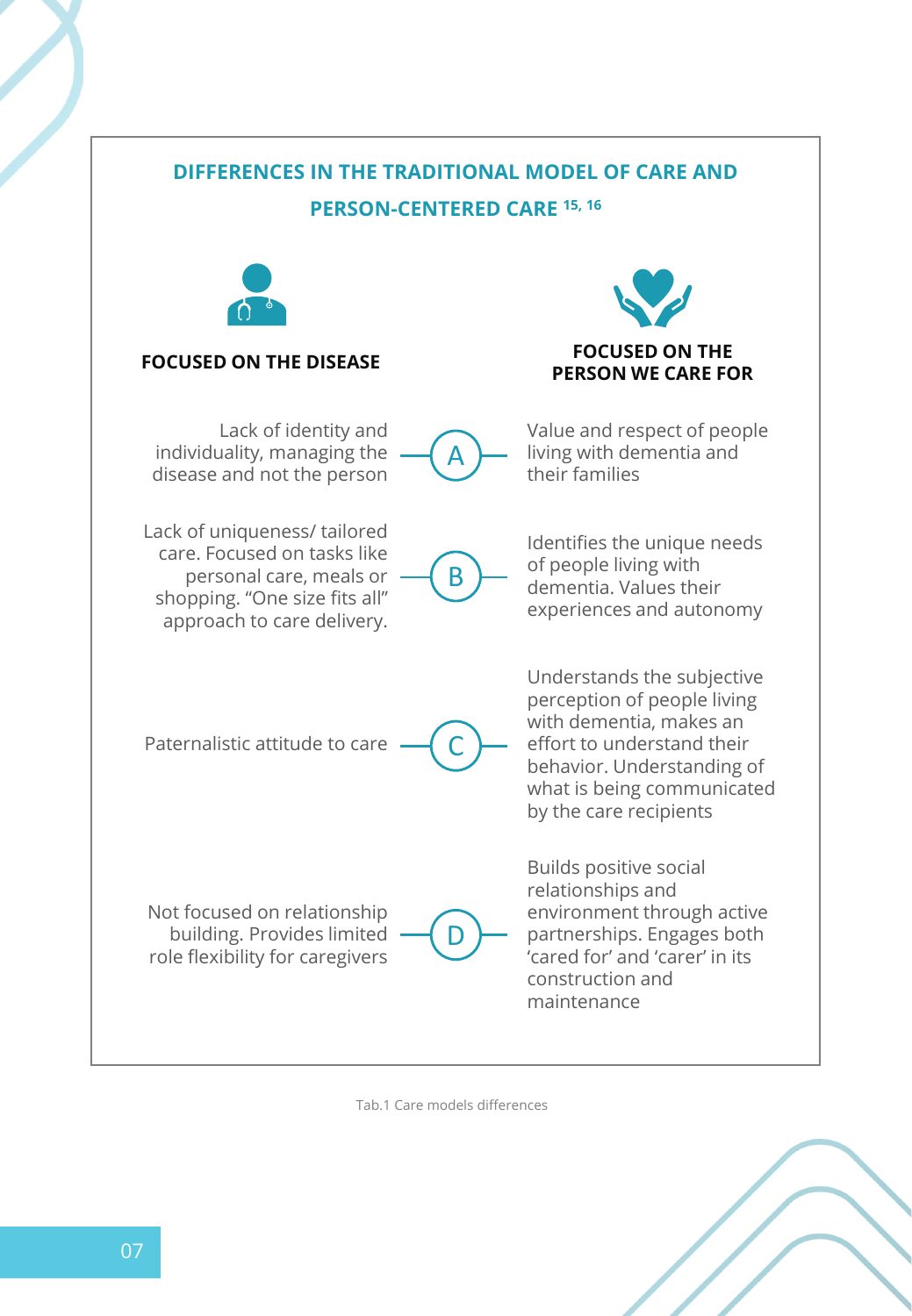## DIFFERENCES IN THE TRADITIONAL MODEL OF CARE AND PERSON-CENTERED CARE [15, 16]

| FOCUSED ON THE DISEASE | | FOCUSED ON THE PERSON WE CARE FOR |
|---|---|---|
| Lack of identity and individuality, managing the disease and not the person | A | Value and respect of people living with dementia and their families |
| Lack of uniqueness/ tailored care. Focused on tasks like personal care, meals or shopping. "One size fits all" approach to care delivery. | B | Identifies the unique needs of people living with dementia. Values their experiences and autonomy |
| Paternalistic attitude to care | C | Understands the subjective perception of people living with dementia, makes an effort to understand their behavior. Understanding of what is being communicated by the care recipients |
| Not focused on relationship building. Provides limited role flexibility for caregivers | D | Builds positive social relationships and environment through active partnerships. Engages both 'cared for' and 'carer' in its construction and maintenance |

Tab.1 Care models differences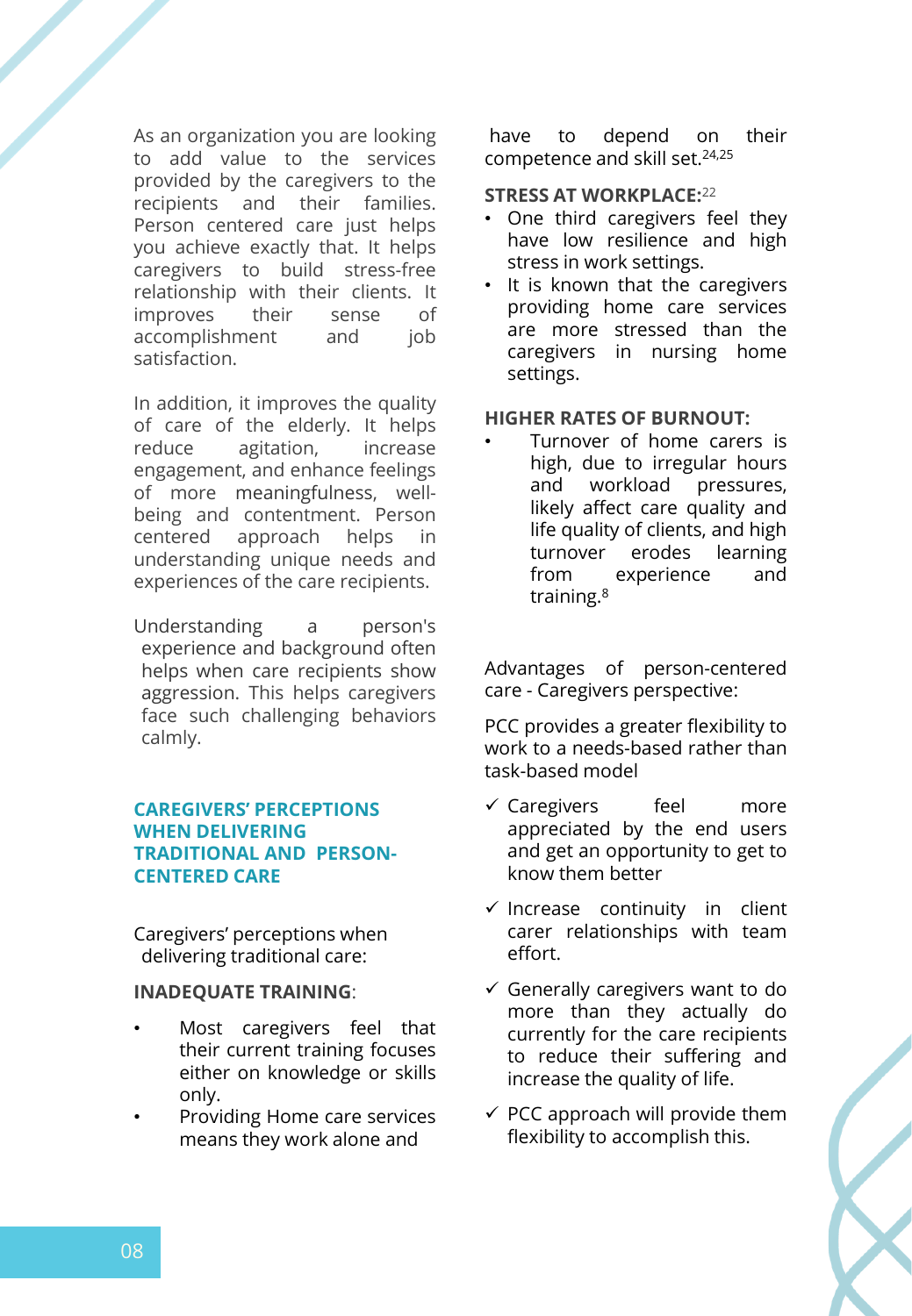As an organization you are looking to add value to the services provided by the caregivers to the recipients and their families. Person centered care just helps you achieve exactly that. It helps caregivers to build stress-free relationship with their clients. It improves their sense of accomplishment and job satisfaction.

In addition, it improves the quality of care of the elderly. It helps reduce agitation, increase engagement, and enhance feelings of more meaningfulness, well-being and contentment. Person centered approach helps in understanding unique needs and experiences of the care recipients.

Understanding a person's experience and background often helps when care recipients show aggression. This helps caregivers face such challenging behaviors calmly.

## CAREGIVERS' PERCEPTIONS WHEN DELIVERING TRADITIONAL AND PERSON-CENTERED CARE

Caregivers' perceptions when delivering traditional care:

**INADEQUATE TRAINING**:

- Most caregivers feel that their current training focuses either on knowledge or skills only.
- Providing Home care services means they work alone and have to depend on their competence and skill set.[24,25]

**STRESS AT WORKPLACE:**[22]

- One third caregivers feel they have low resilience and high stress in work settings.
- It is known that the caregivers providing home care services are more stressed than the caregivers in nursing home settings.

**HIGHER RATES OF BURNOUT:**

- Turnover of home carers is high, due to irregular hours and workload pressures, likely affect care quality and life quality of clients, and high turnover erodes learning from experience and training.[8]

Advantages of person-centered care - Caregivers perspective:

PCC provides a greater flexibility to work to a needs-based rather than task-based model

- ✓ Caregivers feel more appreciated by the end users and get an opportunity to get to know them better
- ✓ Increase continuity in client carer relationships with team effort.
- ✓ Generally caregivers want to do more than they actually do currently for the care recipients to reduce their suffering and increase the quality of life.
- ✓ PCC approach will provide them flexibility to accomplish this.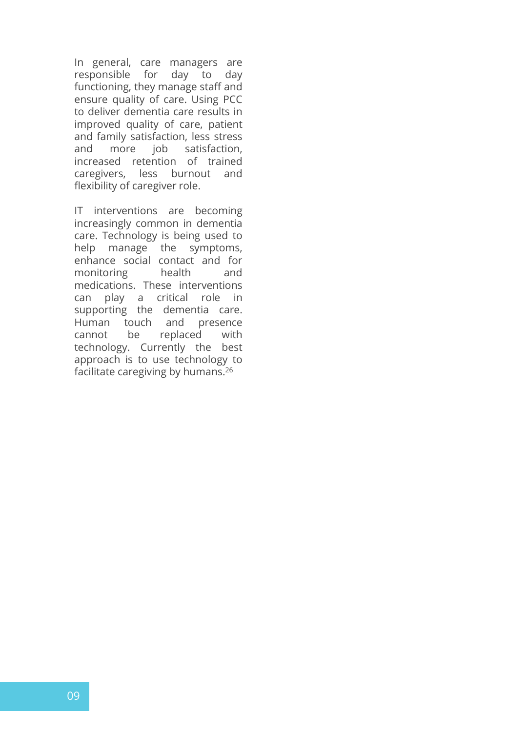In general, care managers are responsible for day to day functioning, they manage staff and ensure quality of care. Using PCC to deliver dementia care results in improved quality of care, patient and family satisfaction, less stress and more job satisfaction, increased retention of trained caregivers, less burnout and flexibility of caregiver role.

IT interventions are becoming increasingly common in dementia care. Technology is being used to help manage the symptoms, enhance social contact and for monitoring health and medications. These interventions can play a critical role in supporting the dementia care. Human touch and presence cannot be replaced with technology. Currently the best approach is to use technology to facilitate caregiving by humans.[26]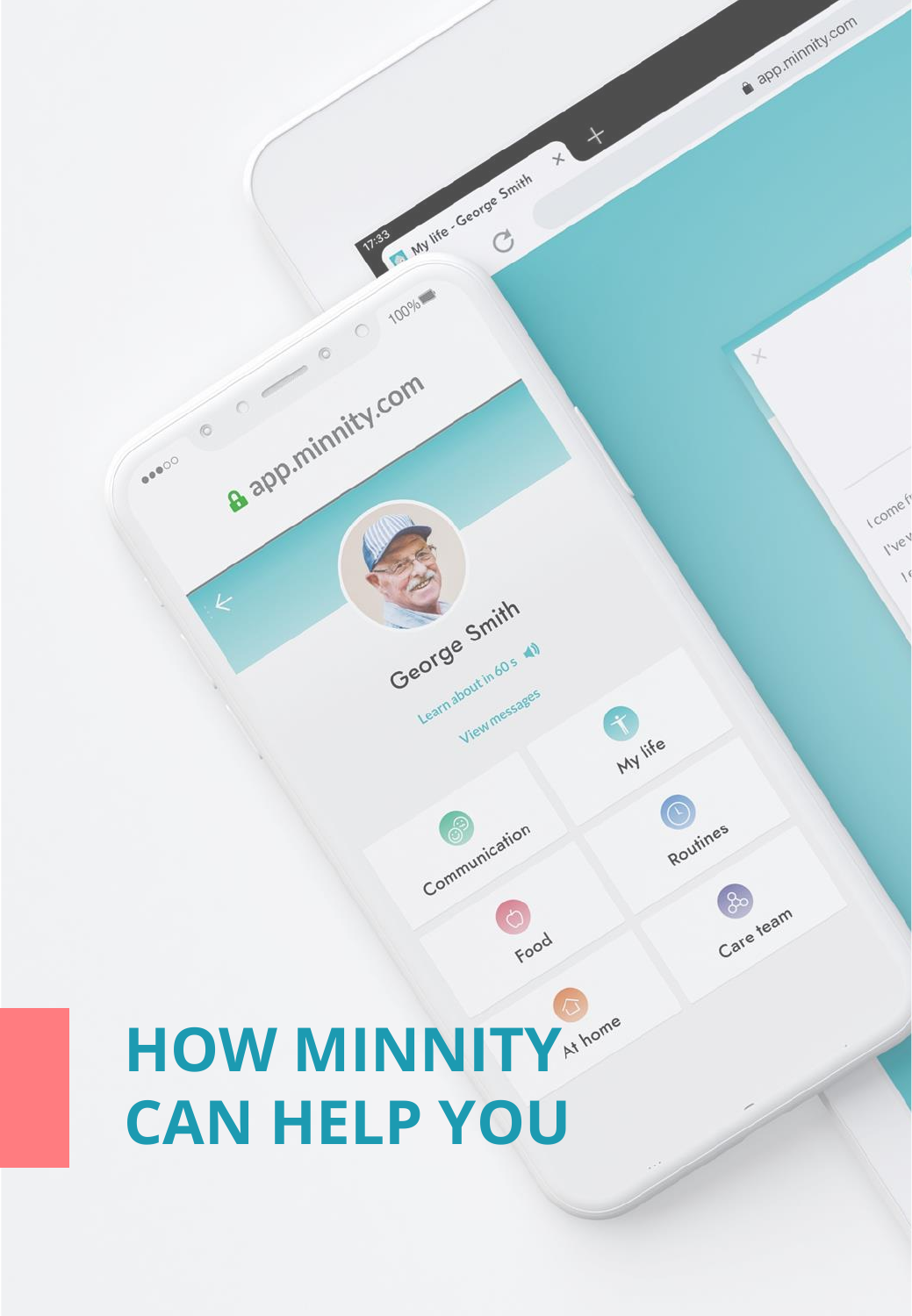# HOW MINNITY CAN HELP YOU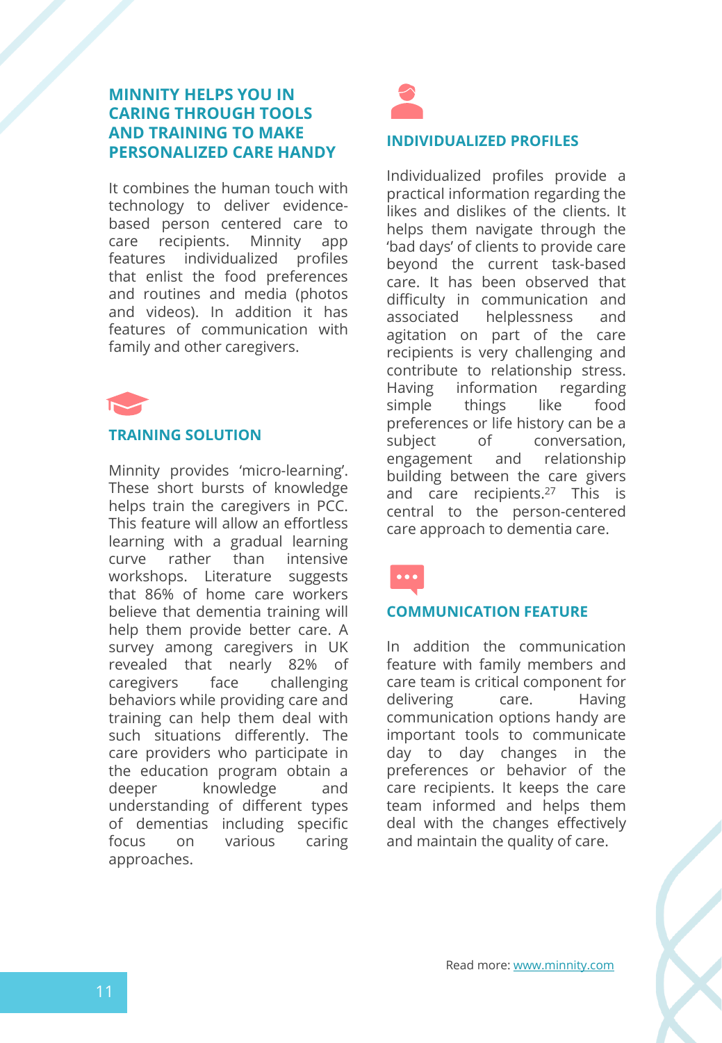## MINNITY HELPS YOU IN CARING THROUGH TOOLS AND TRAINING TO MAKE PERSONALIZED CARE HANDY

It combines the human touch with technology to deliver evidence-based person centered care to care recipients. Minnity app features individualized profiles that enlist the food preferences and routines and media (photos and videos). In addition it has features of communication with family and other caregivers.

### TRAINING SOLUTION

Minnity provides 'micro-learning'. These short bursts of knowledge helps train the caregivers in PCC. This feature will allow an effortless learning with a gradual learning curve rather than intensive workshops. Literature suggests that 86% of home care workers believe that dementia training will help them provide better care. A survey among caregivers in UK revealed that nearly 82% of caregivers face challenging behaviors while providing care and training can help them deal with such situations differently. The care providers who participate in the education program obtain a deeper knowledge and understanding of different types of dementias including specific focus on various caring approaches.

### INDIVIDUALIZED PROFILES

Individualized profiles provide a practical information regarding the likes and dislikes of the clients. It helps them navigate through the 'bad days' of clients to provide care beyond the current task-based care. It has been observed that difficulty in communication and associated helplessness and agitation on part of the care recipients is very challenging and contribute to relationship stress. Having information regarding simple things like food preferences or life history can be a subject of conversation, engagement and relationship building between the care givers and care recipients.[27] This is central to the person-centered care approach to dementia care.

### COMMUNICATION FEATURE

In addition the communication feature with family members and care team is critical component for delivering care. Having communication options handy are important tools to communicate day to day changes in the preferences or behavior of the care recipients. It keeps the care team informed and helps them deal with the changes effectively and maintain the quality of care.

Read more: [www.minnity.com](http://www.minnity.com)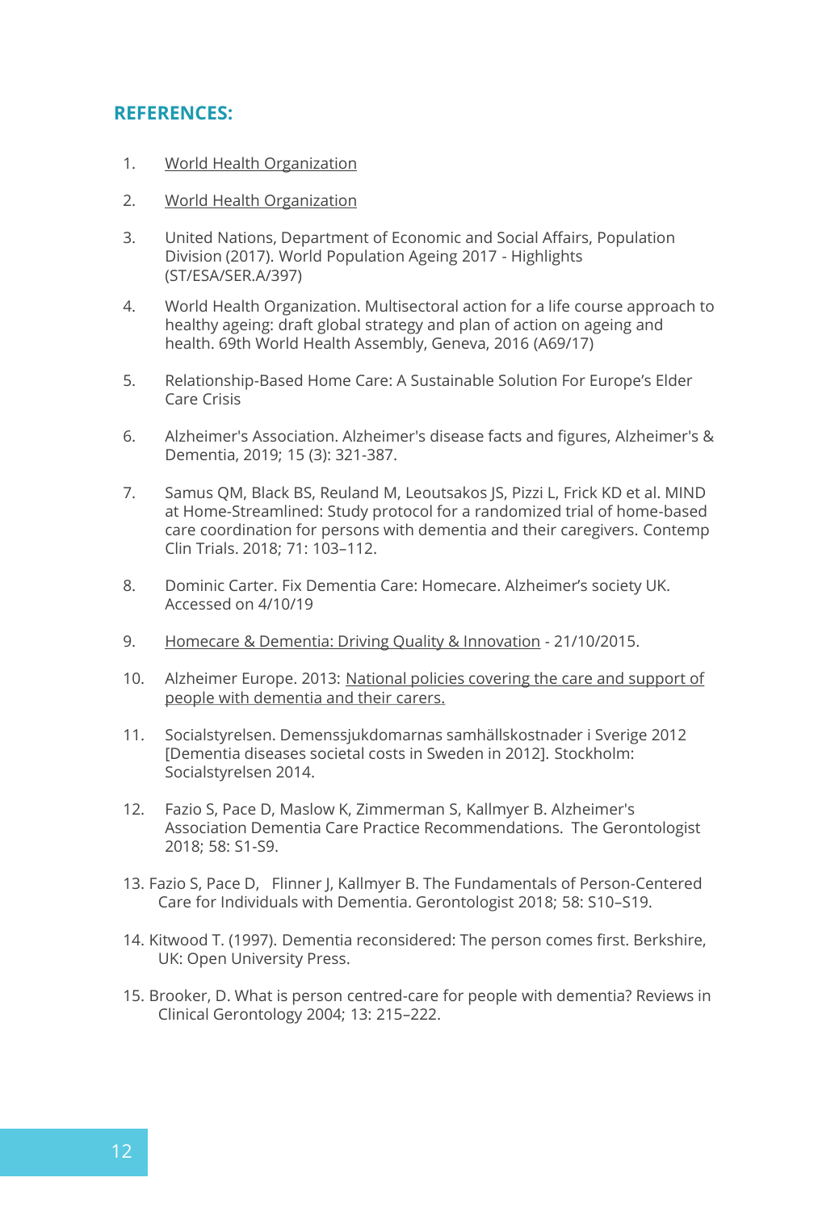## REFERENCES:

1. World Health Organization
2. World Health Organization
3. United Nations, Department of Economic and Social Affairs, Population Division (2017). World Population Ageing 2017 - Highlights (ST/ESA/SER.A/397)
4. World Health Organization. Multisectoral action for a life course approach to healthy ageing: draft global strategy and plan of action on ageing and health. 69th World Health Assembly, Geneva, 2016 (A69/17)
5. Relationship-Based Home Care: A Sustainable Solution For Europe's Elder Care Crisis
6. Alzheimer's Association. Alzheimer's disease facts and figures, Alzheimer's & Dementia, 2019; 15 (3): 321-387.
7. Samus QM, Black BS, Reuland M, Leoutsakos JS, Pizzi L, Frick KD et al. MIND at Home-Streamlined: Study protocol for a randomized trial of home-based care coordination for persons with dementia and their caregivers. Contemp Clin Trials. 2018; 71: 103–112.
8. Dominic Carter. Fix Dementia Care: Homecare. Alzheimer's society UK. Accessed on 4/10/19
9. Homecare & Dementia: Driving Quality & Innovation - 21/10/2015.
10. Alzheimer Europe. 2013: National policies covering the care and support of people with dementia and their carers.
11. Socialstyrelsen. Demenssjukdomarnas samhällskostnader i Sverige 2012 [Dementia diseases societal costs in Sweden in 2012]. Stockholm: Socialstyrelsen 2014.
12. Fazio S, Pace D, Maslow K, Zimmerman S, Kallmyer B. Alzheimer's Association Dementia Care Practice Recommendations. The Gerontologist 2018; 58: S1-S9.
13. Fazio S, Pace D, Flinner J, Kallmyer B. The Fundamentals of Person-Centered Care for Individuals with Dementia. Gerontologist 2018; 58: S10–S19.
14. Kitwood T. (1997). Dementia reconsidered: The person comes first. Berkshire, UK: Open University Press.
15. Brooker, D. What is person centred-care for people with dementia? Reviews in Clinical Gerontology 2004; 13: 215–222.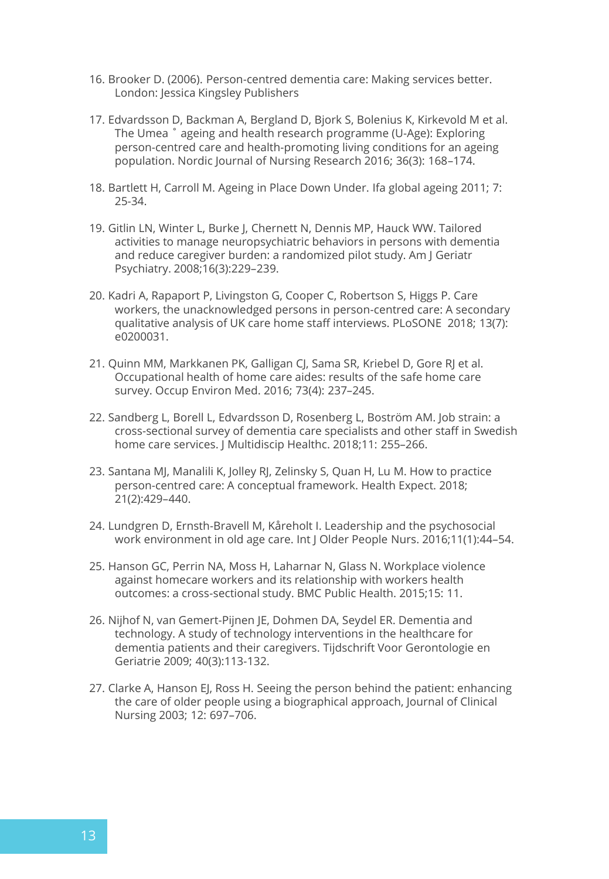16. Brooker D. (2006). Person-centred dementia care: Making services better. London: Jessica Kingsley Publishers

17. Edvardsson D, Backman A, Bergland D, Bjork S, Bolenius K, Kirkevold M et al. The Umea ˚ ageing and health research programme (U-Age): Exploring person-centred care and health-promoting living conditions for an ageing population. Nordic Journal of Nursing Research 2016; 36(3): 168–174.

18. Bartlett H, Carroll M. Ageing in Place Down Under. Ifa global ageing 2011; 7: 25-34.

19. Gitlin LN, Winter L, Burke J, Chernett N, Dennis MP, Hauck WW. Tailored activities to manage neuropsychiatric behaviors in persons with dementia and reduce caregiver burden: a randomized pilot study. Am J Geriatr Psychiatry. 2008;16(3):229–239.

20. Kadri A, Rapaport P, Livingston G, Cooper C, Robertson S, Higgs P. Care workers, the unacknowledged persons in person-centred care: A secondary qualitative analysis of UK care home staff interviews. PLoSONE 2018; 13(7): e0200031.

21. Quinn MM, Markkanen PK, Galligan CJ, Sama SR, Kriebel D, Gore RJ et al. Occupational health of home care aides: results of the safe home care survey. Occup Environ Med. 2016; 73(4): 237–245.

22. Sandberg L, Borell L, Edvardsson D, Rosenberg L, Boström AM. Job strain: a cross-sectional survey of dementia care specialists and other staff in Swedish home care services. J Multidiscip Healthc. 2018;11: 255–266.

23. Santana MJ, Manalili K, Jolley RJ, Zelinsky S, Quan H, Lu M. How to practice person-centred care: A conceptual framework. Health Expect. 2018; 21(2):429–440.

24. Lundgren D, Ernsth-Bravell M, Kåreholt I. Leadership and the psychosocial work environment in old age care. Int J Older People Nurs. 2016;11(1):44–54.

25. Hanson GC, Perrin NA, Moss H, Laharnar N, Glass N. Workplace violence against homecare workers and its relationship with workers health outcomes: a cross-sectional study. BMC Public Health. 2015;15: 11.

26. Nijhof N, van Gemert-Pijnen JE, Dohmen DA, Seydel ER. Dementia and technology. A study of technology interventions in the healthcare for dementia patients and their caregivers. Tijdschrift Voor Gerontologie en Geriatrie 2009; 40(3):113-132.

27. Clarke A, Hanson EJ, Ross H. Seeing the person behind the patient: enhancing the care of older people using a biographical approach, Journal of Clinical Nursing 2003; 12: 697–706.